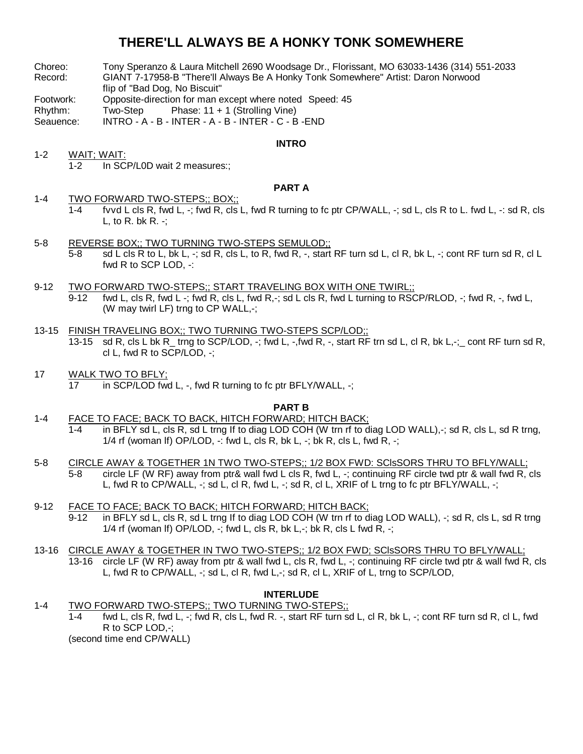# THERE'LL ALWAYS BE A HONKY TONK SOMEWHERE

Choreo: Tony Speranzo & Laura Mitchell 2690 Woodsage Dr., Florissant, MO 63033-1436 (314) 551-2033
Record: GIANT 7-17958-B "There'll Always Be A Honky Tonk Somewhere" Artist: Daron Norwood flip of "Bad Dog, No Biscuit"
Footwork: Opposite-direction for man except where noted Speed: 45
Rhythm: Two-Step Phase: 11 + 1 (Strolling Vine)
Seauence: INTRO - A - B - INTER - A - B - INTER - C - B -END

## INTRO

1-2 WAIT; WAIT:
 1-2 In SCP/L0D wait 2 measures:;

## PART A

1-4 TWO FORWARD TWO-STEPS;; BOX;;
 1-4 fvvd L cls R, fwd L, -; fwd R, cls L, fwd R turning to fc ptr CP/WALL, -; sd L, cls R to L. fwd L, -: sd R, cls L, to R. bk R. -;

5-8 REVERSE BOX;; TWO TURNING TWO-STEPS SEMULOD;;
 5-8 sd L cls R to L, bk L, -; sd R, cls L, to R, fwd R, -, start RF turn sd L, cl R, bk L, -; cont RF turn sd R, cl L fwd R to SCP LOD, -:

9-12 TWO FORWARD TWO-STEPS;; START TRAVELING BOX WITH ONE TWIRL;;
 9-12 fwd L, cls R, fwd L -; fwd R, cls L, fwd R,-; sd L cls R, fwd L turning to RSCP/RLOD, -; fwd R, -, fwd L, (W may twirl LF) trng to CP WALL,-;

13-15 FINISH TRAVELING BOX;; TWO TURNING TWO-STEPS SCP/LOD;;
 13-15 sd R, cls L bk R_ trng to SCP/LOD, -; fwd L, -,fwd R, -, start RF trn sd L, cl R, bk L,-;_ cont RF turn sd R, cl L, fwd R to SCP/LOD, -;

17 WALK TWO TO BFLY;
 17 in SCP/LOD fwd L, -, fwd R turning to fc ptr BFLY/WALL, -;

## PART B

1-4 FACE TO FACE; BACK TO BACK, HITCH FORWARD; HITCH BACK;
 1-4 in BFLY sd L, cls R, sd L trng lf to diag LOD COH (W trn rf to diag LOD WALL),-; sd R, cls L, sd R trng, 1/4 rf (woman lf) OP/LOD, -: fwd L, cls R, bk L, -; bk R, cls L, fwd R, -;

5-8 CIRCLE AWAY & TOGETHER 1N TWO TWO-STEPS;; 1/2 BOX FWD: SClsSORS THRU TO BFLY/WALL;
 5-8 circle LF (W RF) away from ptr& wall fwd L cls R, fwd L, -; continuing RF circle twd ptr & wall fwd R, cls L, fwd R to CP/WALL, -; sd L, cl R, fwd L, -; sd R, cl L, XRIF of L trng to fc ptr BFLY/WALL, -;

9-12 FACE TO FACE; BACK TO BACK; HITCH FORWARD; HITCH BACK;
 9-12 in BFLY sd L, cls R, sd L trng lf to diag LOD COH (W trn rf to diag LOD WALL), -; sd R, cls L, sd R trng 1/4 rf (woman lf) OP/LOD, -; fwd L, cls R, bk L,-; bk R, cls L fwd R, -;

13-16 CIRCLE AWAY & TOGETHER IN TWO TWO-STEPS;; 1/2 BOX FWD; SClsSORS THRU TO BFLY/WALL;
 13-16 circle LF (W RF) away from ptr & wall fwd L, cls R, fwd L, -; continuing RF circle twd ptr & wall fwd R, cls L, fwd R to CP/WALL, -; sd L, cl R, fwd L,-; sd R, cl L, XRIF of L, trng to SCP/LOD,

## INTERLUDE

1-4 TWO FORWARD TWO-STEPS;; TWO TURNING TWO-STEPS;;
 1-4 fwd L, cls R, fwd L, -; fwd R, cls L, fwd R. -, start RF turn sd L, cl R, bk L, -; cont RF turn sd R, cl L, fwd R to SCP LOD,-;
 (second time end CP/WALL)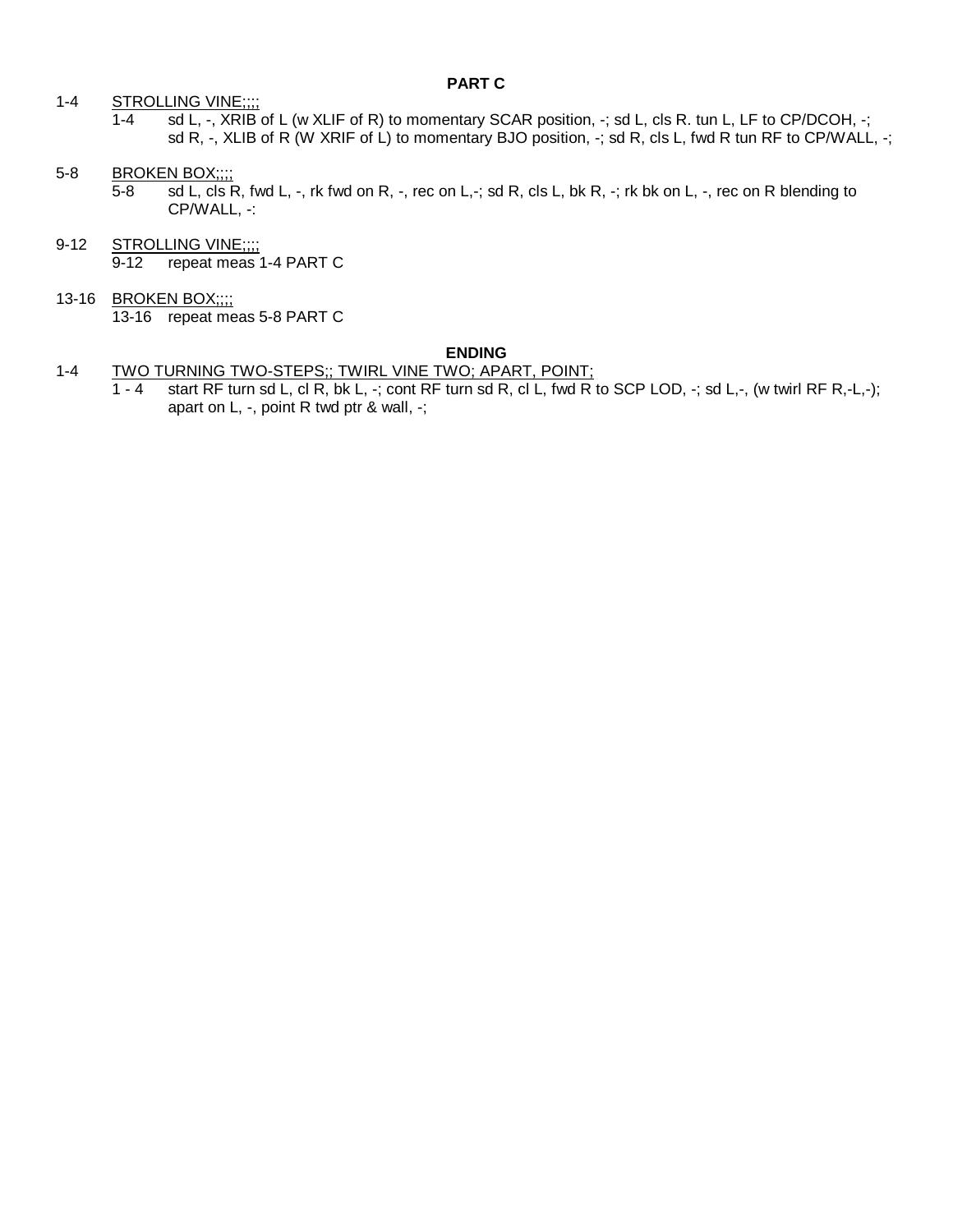## PART C

1-4 STROLLING VINE;;;;

1-4 sd L, -, XRIB of L (w XLIF of R) to momentary SCAR position, -; sd L, cls R. tun L, LF to CP/DCOH, -; sd R, -, XLIB of R (W XRIF of L) to momentary BJO position, -; sd R, cls L, fwd R tun RF to CP/WALL, -;

5-8 BROKEN BOX;;;;

5-8 sd L, cls R, fwd L, -, rk fwd on R, -, rec on L,-; sd R, cls L, bk R, -; rk bk on L, -, rec on R blending to CP/WALL, -:

9-12 STROLLING VINE;;;;

9-12 repeat meas 1-4 PART C

13-16 BROKEN BOX;;;;

13-16 repeat meas 5-8 PART C

## ENDING

1-4 TWO TURNING TWO-STEPS;; TWIRL VINE TWO; APART, POINT;

1 - 4 start RF turn sd L, cl R, bk L, -; cont RF turn sd R, cl L, fwd R to SCP LOD, -; sd L,-, (w twirl RF R,-L,-); apart on L, -, point R twd ptr & wall, -;